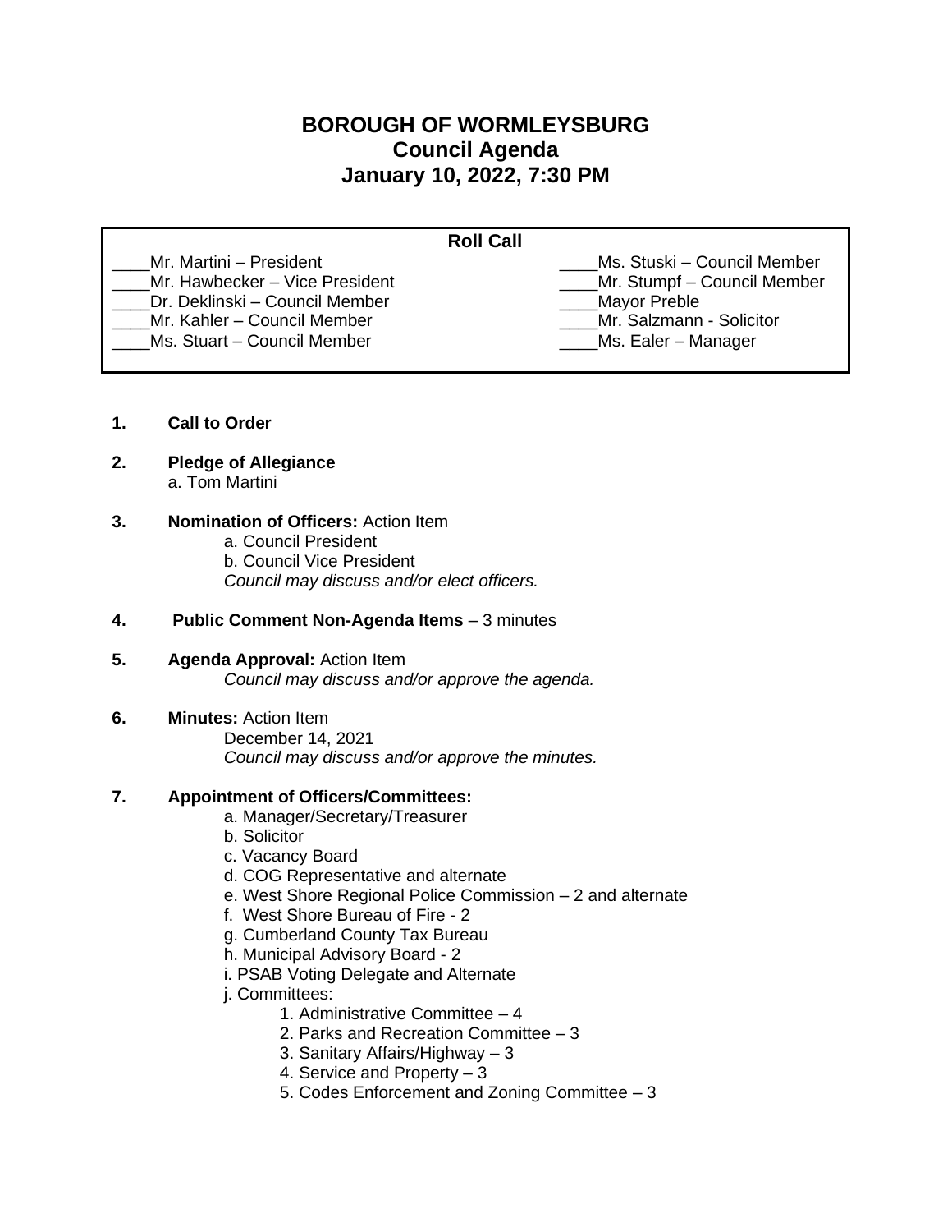# BOROUGH OF WORMLEYSBURG
## Council Agenda
## January 10, 2022, 7:30 PM

**Roll Call**

____Mr. Martini – President
____Mr. Hawbecker – Vice President
____Dr. Deklinski – Council Member
____Mr. Kahler – Council Member
____Ms. Stuart – Council Member
____Ms. Stuski – Council Member
____Mr. Stumpf – Council Member
____Mayor Preble
____Mr. Salzmann - Solicitor
____Ms. Ealer – Manager

1. **Call to Order**

2. **Pledge of Allegiance**
   a. Tom Martini

3. **Nomination of Officers:** Action Item
   a. Council President
   b. Council Vice President
   *Council may discuss and/or elect officers.*

4. **Public Comment Non-Agenda Items** – 3 minutes

5. **Agenda Approval:** Action Item
   *Council may discuss and/or approve the agenda.*

6. **Minutes:** Action Item
   December 14, 2021
   *Council may discuss and/or approve the minutes.*

7. **Appointment of Officers/Committees:**
   a. Manager/Secretary/Treasurer
   b. Solicitor
   c. Vacancy Board
   d. COG Representative and alternate
   e. West Shore Regional Police Commission – 2 and alternate
   f. West Shore Bureau of Fire - 2
   g. Cumberland County Tax Bureau
   h. Municipal Advisory Board - 2
   i. PSAB Voting Delegate and Alternate
   j. Committees:
      1. Administrative Committee – 4
      2. Parks and Recreation Committee – 3
      3. Sanitary Affairs/Highway – 3
      4. Service and Property – 3
      5. Codes Enforcement and Zoning Committee – 3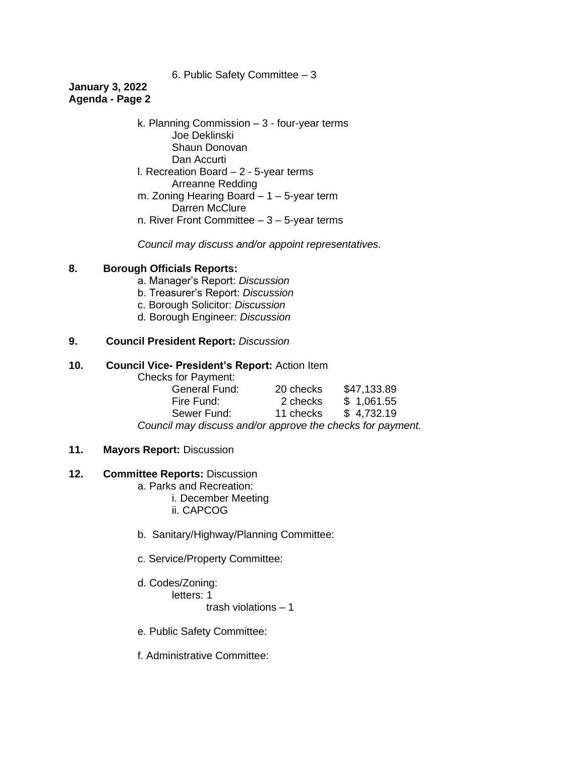6. Public Safety Committee – 3

**January 3, 2022**
**Agenda - Page 2**

k. Planning Commission – 3 - four-year terms
   Joe Deklinski
   Shaun Donovan
   Dan Accurti

l. Recreation Board – 2 - 5-year terms
   Arreanne Redding

m. Zoning Hearing Board – 1 – 5-year term
   Darren McClure

n. River Front Committee – 3 – 5-year terms

*Council may discuss and/or appoint representatives.*

**8. Borough Officials Reports:**

a. Manager's Report: *Discussion*
b. Treasurer's Report: *Discussion*
c. Borough Solicitor: *Discussion*
d. Borough Engineer: *Discussion*

**9. Council President Report:** *Discussion*

**10. Council Vice- President's Report:** Action Item

Checks for Payment:

| | | |
|---|---|---|
| General Fund: | 20 checks | $47,133.89 |
| Fire Fund: | 2 checks | $ 1,061.55 |
| Sewer Fund: | 11 checks | $ 4,732.19 |

*Council may discuss and/or approve the checks for payment.*

**11. Mayors Report:** Discussion

**12. Committee Reports:** Discussion

a. Parks and Recreation:
   i. December Meeting
   ii. CAPCOG

b. Sanitary/Highway/Planning Committee:

c. Service/Property Committee:

d. Codes/Zoning:
   letters: 1
      trash violations – 1

e. Public Safety Committee:

f. Administrative Committee: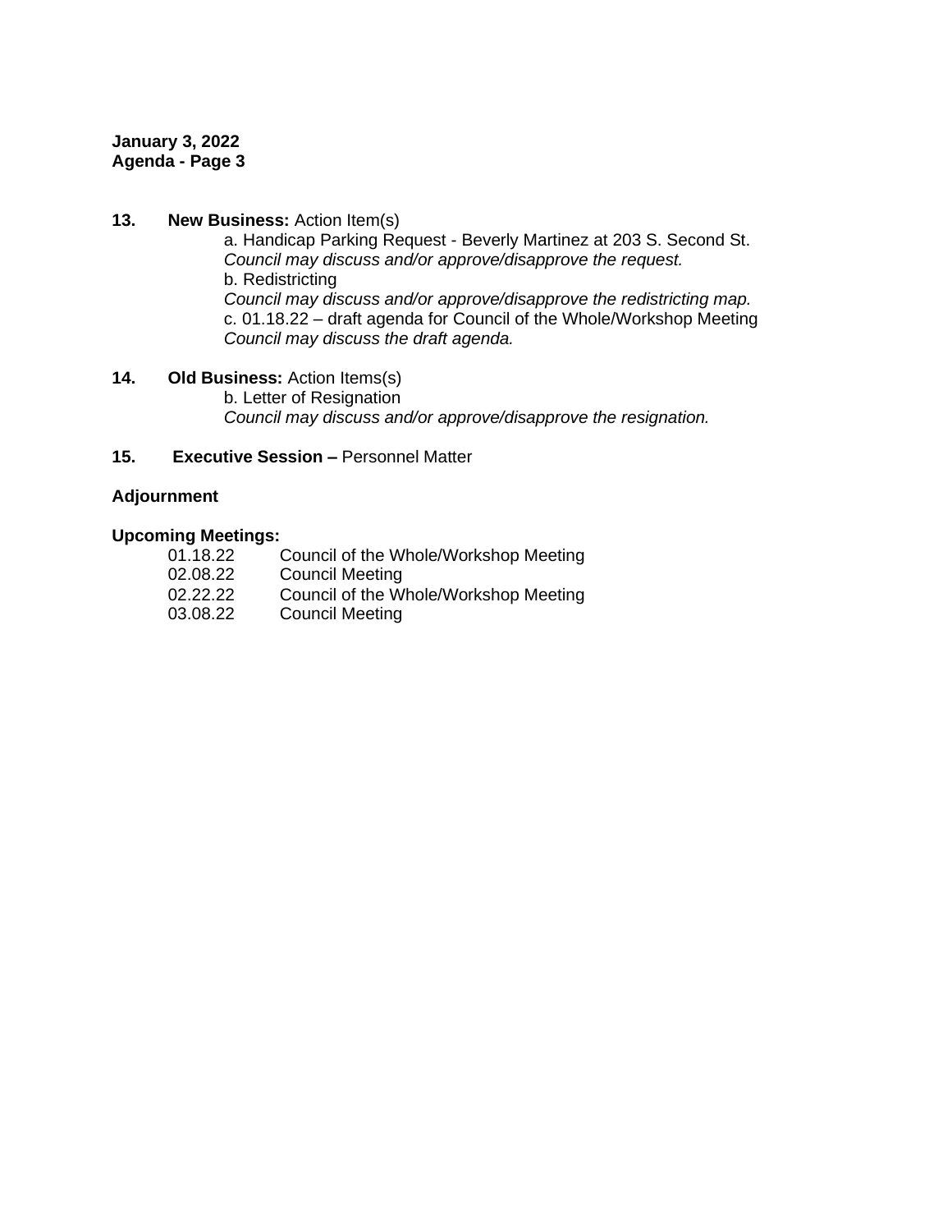**13.** **New Business:** Action Item(s)

a. Handicap Parking Request - Beverly Martinez at 203 S. Second St.
*Council may discuss and/or approve/disapprove the request.*
b. Redistricting
*Council may discuss and/or approve/disapprove the redistricting map.*
c. 01.18.22 – draft agenda for Council of the Whole/Workshop Meeting
*Council may discuss the draft agenda.*

**14.** **Old Business:** Action Items(s)

b. Letter of Resignation
*Council may discuss and/or approve/disapprove the resignation.*

**15.** **Executive Session –** Personnel Matter

**Adjournment**

**Upcoming Meetings:**

| | |
|---|---|
| 01.18.22 | Council of the Whole/Workshop Meeting |
| 02.08.22 | Council Meeting |
| 02.22.22 | Council of the Whole/Workshop Meeting |
| 03.08.22 | Council Meeting |